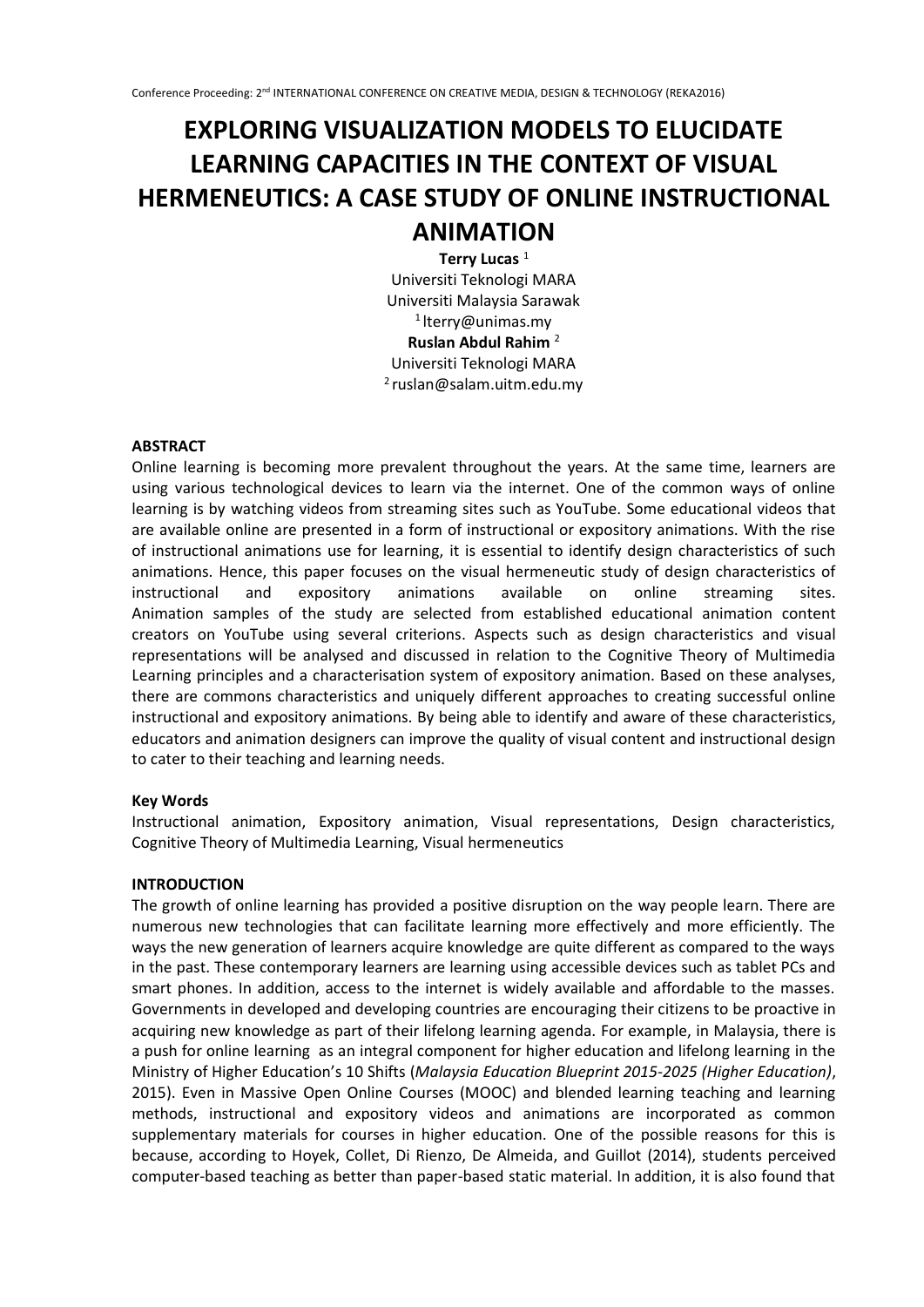# EXPLORING VISUALIZATION MODELS TO ELUCIDATE LEARNING CAPACITIES IN THE CONTEXT OF VISUAL HERMENEUTICS: A CASE STUDY OF ONLINE INSTRUCTIONAL ANIMATION

**Terry Lucas** [1]
Universiti Teknologi MARA
Universiti Malaysia Sarawak
[1] lterry@unimas.my

**Ruslan Abdul Rahim** [2]
Universiti Teknologi MARA
[2] ruslan@salam.uitm.edu.my

## ABSTRACT

Online learning is becoming more prevalent throughout the years. At the same time, learners are using various technological devices to learn via the internet. One of the common ways of online learning is by watching videos from streaming sites such as YouTube. Some educational videos that are available online are presented in a form of instructional or expository animations. With the rise of instructional animations use for learning, it is essential to identify design characteristics of such animations. Hence, this paper focuses on the visual hermeneutic study of design characteristics of instructional and expository animations available on online streaming sites. Animation samples of the study are selected from established educational animation content creators on YouTube using several criterions. Aspects such as design characteristics and visual representations will be analysed and discussed in relation to the Cognitive Theory of Multimedia Learning principles and a characterisation system of expository animation. Based on these analyses, there are commons characteristics and uniquely different approaches to creating successful online instructional and expository animations. By being able to identify and aware of these characteristics, educators and animation designers can improve the quality of visual content and instructional design to cater to their teaching and learning needs.

### Key Words

Instructional animation, Expository animation, Visual representations, Design characteristics, Cognitive Theory of Multimedia Learning, Visual hermeneutics

## INTRODUCTION

The growth of online learning has provided a positive disruption on the way people learn. There are numerous new technologies that can facilitate learning more effectively and more efficiently. The ways the new generation of learners acquire knowledge are quite different as compared to the ways in the past. These contemporary learners are learning using accessible devices such as tablet PCs and smart phones. In addition, access to the internet is widely available and affordable to the masses. Governments in developed and developing countries are encouraging their citizens to be proactive in acquiring new knowledge as part of their lifelong learning agenda. For example, in Malaysia, there is a push for online learning as an integral component for higher education and lifelong learning in the Ministry of Higher Education's 10 Shifts (*Malaysia Education Blueprint 2015-2025 (Higher Education)*, 2015). Even in Massive Open Online Courses (MOOC) and blended learning teaching and learning methods, instructional and expository videos and animations are incorporated as common supplementary materials for courses in higher education. One of the possible reasons for this is because, according to Hoyek, Collet, Di Rienzo, De Almeida, and Guillot (2014), students perceived computer-based teaching as better than paper-based static material. In addition, it is also found that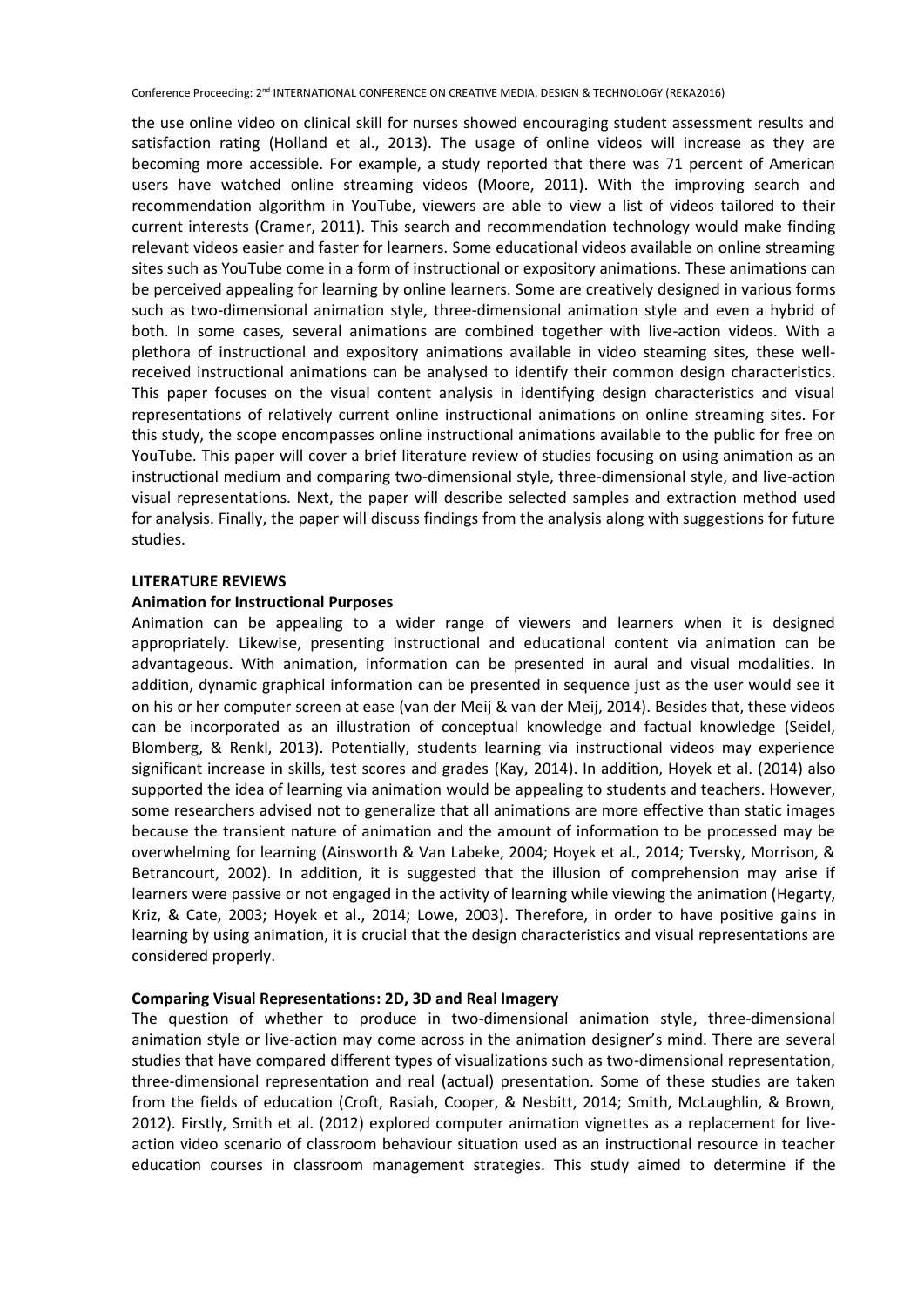the use online video on clinical skill for nurses showed encouraging student assessment results and satisfaction rating (Holland et al., 2013). The usage of online videos will increase as they are becoming more accessible. For example, a study reported that there was 71 percent of American users have watched online streaming videos (Moore, 2011). With the improving search and recommendation algorithm in YouTube, viewers are able to view a list of videos tailored to their current interests (Cramer, 2011). This search and recommendation technology would make finding relevant videos easier and faster for learners. Some educational videos available on online streaming sites such as YouTube come in a form of instructional or expository animations. These animations can be perceived appealing for learning by online learners. Some are creatively designed in various forms such as two-dimensional animation style, three-dimensional animation style and even a hybrid of both. In some cases, several animations are combined together with live-action videos. With a plethora of instructional and expository animations available in video steaming sites, these well-received instructional animations can be analysed to identify their common design characteristics. This paper focuses on the visual content analysis in identifying design characteristics and visual representations of relatively current online instructional animations on online streaming sites. For this study, the scope encompasses online instructional animations available to the public for free on YouTube. This paper will cover a brief literature review of studies focusing on using animation as an instructional medium and comparing two-dimensional style, three-dimensional style, and live-action visual representations. Next, the paper will describe selected samples and extraction method used for analysis. Finally, the paper will discuss findings from the analysis along with suggestions for future studies.

## LITERATURE REVIEWS

### Animation for Instructional Purposes

Animation can be appealing to a wider range of viewers and learners when it is designed appropriately. Likewise, presenting instructional and educational content via animation can be advantageous. With animation, information can be presented in aural and visual modalities. In addition, dynamic graphical information can be presented in sequence just as the user would see it on his or her computer screen at ease (van der Meij & van der Meij, 2014). Besides that, these videos can be incorporated as an illustration of conceptual knowledge and factual knowledge (Seidel, Blomberg, & Renkl, 2013). Potentially, students learning via instructional videos may experience significant increase in skills, test scores and grades (Kay, 2014). In addition, Hoyek et al. (2014) also supported the idea of learning via animation would be appealing to students and teachers. However, some researchers advised not to generalize that all animations are more effective than static images because the transient nature of animation and the amount of information to be processed may be overwhelming for learning (Ainsworth & Van Labeke, 2004; Hoyek et al., 2014; Tversky, Morrison, & Betrancourt, 2002). In addition, it is suggested that the illusion of comprehension may arise if learners were passive or not engaged in the activity of learning while viewing the animation (Hegarty, Kriz, & Cate, 2003; Hoyek et al., 2014; Lowe, 2003). Therefore, in order to have positive gains in learning by using animation, it is crucial that the design characteristics and visual representations are considered properly.

### Comparing Visual Representations: 2D, 3D and Real Imagery

The question of whether to produce in two-dimensional animation style, three-dimensional animation style or live-action may come across in the animation designer's mind. There are several studies that have compared different types of visualizations such as two-dimensional representation, three-dimensional representation and real (actual) presentation. Some of these studies are taken from the fields of education (Croft, Rasiah, Cooper, & Nesbitt, 2014; Smith, McLaughlin, & Brown, 2012). Firstly, Smith et al. (2012) explored computer animation vignettes as a replacement for live-action video scenario of classroom behaviour situation used as an instructional resource in teacher education courses in classroom management strategies. This study aimed to determine if the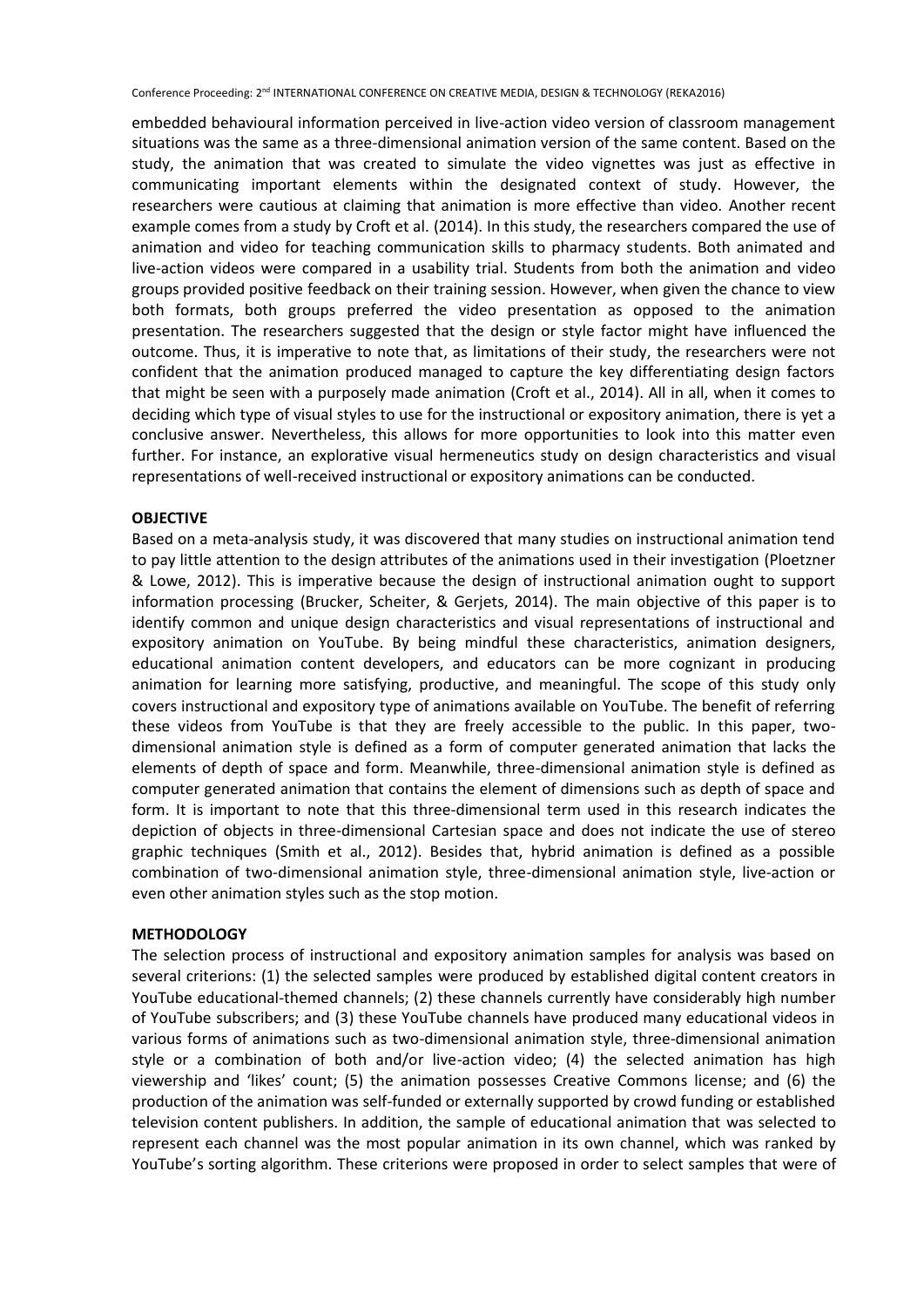embedded behavioural information perceived in live-action video version of classroom management situations was the same as a three-dimensional animation version of the same content. Based on the study, the animation that was created to simulate the video vignettes was just as effective in communicating important elements within the designated context of study. However, the researchers were cautious at claiming that animation is more effective than video. Another recent example comes from a study by Croft et al. (2014). In this study, the researchers compared the use of animation and video for teaching communication skills to pharmacy students. Both animated and live-action videos were compared in a usability trial. Students from both the animation and video groups provided positive feedback on their training session. However, when given the chance to view both formats, both groups preferred the video presentation as opposed to the animation presentation. The researchers suggested that the design or style factor might have influenced the outcome. Thus, it is imperative to note that, as limitations of their study, the researchers were not confident that the animation produced managed to capture the key differentiating design factors that might be seen with a purposely made animation (Croft et al., 2014). All in all, when it comes to deciding which type of visual styles to use for the instructional or expository animation, there is yet a conclusive answer. Nevertheless, this allows for more opportunities to look into this matter even further. For instance, an explorative visual hermeneutics study on design characteristics and visual representations of well-received instructional or expository animations can be conducted.

## OBJECTIVE

Based on a meta-analysis study, it was discovered that many studies on instructional animation tend to pay little attention to the design attributes of the animations used in their investigation (Ploetzner & Lowe, 2012). This is imperative because the design of instructional animation ought to support information processing (Brucker, Scheiter, & Gerjets, 2014). The main objective of this paper is to identify common and unique design characteristics and visual representations of instructional and expository animation on YouTube. By being mindful these characteristics, animation designers, educational animation content developers, and educators can be more cognizant in producing animation for learning more satisfying, productive, and meaningful. The scope of this study only covers instructional and expository type of animations available on YouTube. The benefit of referring these videos from YouTube is that they are freely accessible to the public. In this paper, two-dimensional animation style is defined as a form of computer generated animation that lacks the elements of depth of space and form. Meanwhile, three-dimensional animation style is defined as computer generated animation that contains the element of dimensions such as depth of space and form. It is important to note that this three-dimensional term used in this research indicates the depiction of objects in three-dimensional Cartesian space and does not indicate the use of stereo graphic techniques (Smith et al., 2012). Besides that, hybrid animation is defined as a possible combination of two-dimensional animation style, three-dimensional animation style, live-action or even other animation styles such as the stop motion.

## METHODOLOGY

The selection process of instructional and expository animation samples for analysis was based on several criterions: (1) the selected samples were produced by established digital content creators in YouTube educational-themed channels; (2) these channels currently have considerably high number of YouTube subscribers; and (3) these YouTube channels have produced many educational videos in various forms of animations such as two-dimensional animation style, three-dimensional animation style or a combination of both and/or live-action video; (4) the selected animation has high viewership and 'likes' count; (5) the animation possesses Creative Commons license; and (6) the production of the animation was self-funded or externally supported by crowd funding or established television content publishers. In addition, the sample of educational animation that was selected to represent each channel was the most popular animation in its own channel, which was ranked by YouTube's sorting algorithm. These criterions were proposed in order to select samples that were of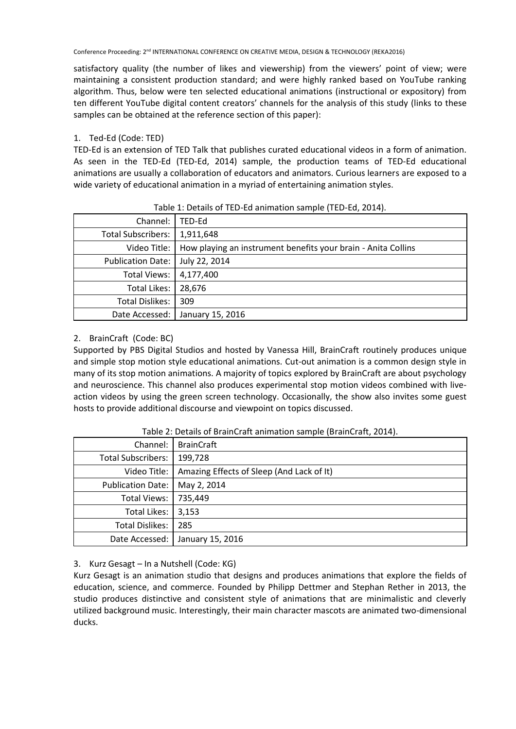satisfactory quality (the number of likes and viewership) from the viewers' point of view; were maintaining a consistent production standard; and were highly ranked based on YouTube ranking algorithm. Thus, below were ten selected educational animations (instructional or expository) from ten different YouTube digital content creators' channels for the analysis of this study (links to these samples can be obtained at the reference section of this paper):

1. Ted-Ed (Code: TED)

TED-Ed is an extension of TED Talk that publishes curated educational videos in a form of animation. As seen in the TED-Ed (TED-Ed, 2014) sample, the production teams of TED-Ed educational animations are usually a collaboration of educators and animators. Curious learners are exposed to a wide variety of educational animation in a myriad of entertaining animation styles.

Table 1: Details of TED-Ed animation sample (TED-Ed, 2014).

| | |
|---|---|
| Channel: | TED-Ed |
| Total Subscribers: | 1,911,648 |
| Video Title: | How playing an instrument benefits your brain - Anita Collins |
| Publication Date: | July 22, 2014 |
| Total Views: | 4,177,400 |
| Total Likes: | 28,676 |
| Total Dislikes: | 309 |
| Date Accessed: | January 15, 2016 |

2. BrainCraft (Code: BC)

Supported by PBS Digital Studios and hosted by Vanessa Hill, BrainCraft routinely produces unique and simple stop motion style educational animations. Cut-out animation is a common design style in many of its stop motion animations. A majority of topics explored by BrainCraft are about psychology and neuroscience. This channel also produces experimental stop motion videos combined with live-action videos by using the green screen technology. Occasionally, the show also invites some guest hosts to provide additional discourse and viewpoint on topics discussed.

Table 2: Details of BrainCraft animation sample (BrainCraft, 2014).

| | |
|---|---|
| Channel: | BrainCraft |
| Total Subscribers: | 199,728 |
| Video Title: | Amazing Effects of Sleep (And Lack of It) |
| Publication Date: | May 2, 2014 |
| Total Views: | 735,449 |
| Total Likes: | 3,153 |
| Total Dislikes: | 285 |
| Date Accessed: | January 15, 2016 |

3. Kurz Gesagt – In a Nutshell (Code: KG)

Kurz Gesagt is an animation studio that designs and produces animations that explore the fields of education, science, and commerce. Founded by Philipp Dettmer and Stephan Rether in 2013, the studio produces distinctive and consistent style of animations that are minimalistic and cleverly utilized background music. Interestingly, their main character mascots are animated two-dimensional ducks.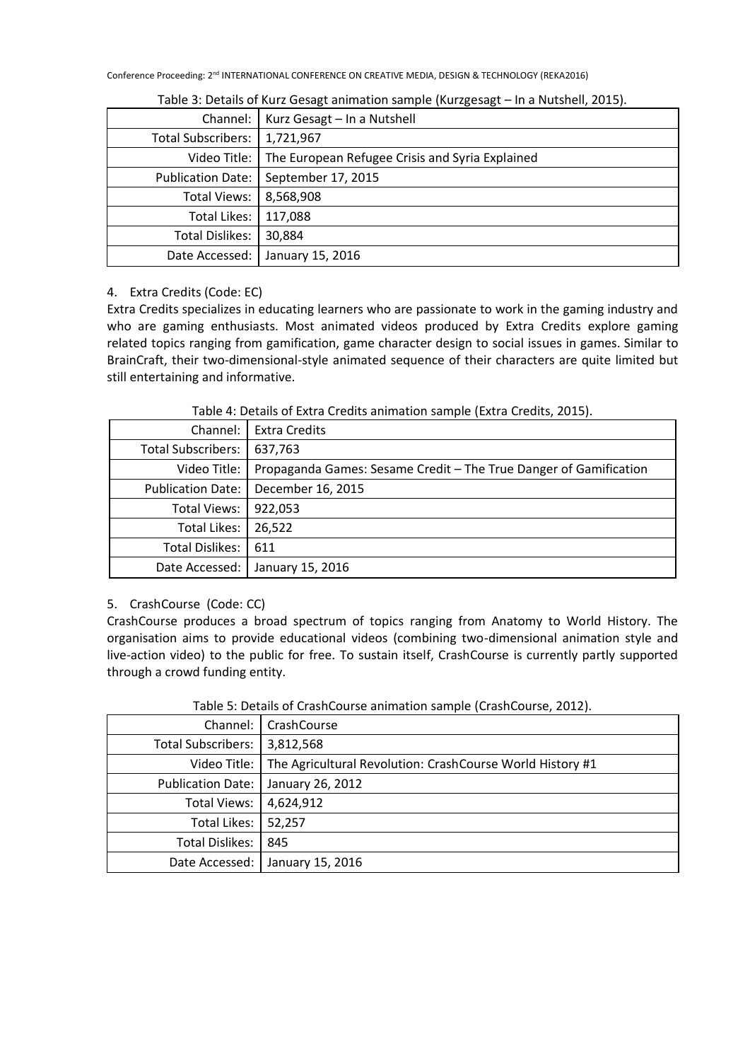Table 3: Details of Kurz Gesagt animation sample (Kurzgesagt – In a Nutshell, 2015).

| | |
|---|---|
| Channel: | Kurz Gesagt – In a Nutshell |
| Total Subscribers: | 1,721,967 |
| Video Title: | The European Refugee Crisis and Syria Explained |
| Publication Date: | September 17, 2015 |
| Total Views: | 8,568,908 |
| Total Likes: | 117,088 |
| Total Dislikes: | 30,884 |
| Date Accessed: | January 15, 2016 |

4. Extra Credits (Code: EC)

Extra Credits specializes in educating learners who are passionate to work in the gaming industry and who are gaming enthusiasts. Most animated videos produced by Extra Credits explore gaming related topics ranging from gamification, game character design to social issues in games. Similar to BrainCraft, their two-dimensional-style animated sequence of their characters are quite limited but still entertaining and informative.

Table 4: Details of Extra Credits animation sample (Extra Credits, 2015).

| | |
|---|---|
| Channel: | Extra Credits |
| Total Subscribers: | 637,763 |
| Video Title: | Propaganda Games: Sesame Credit – The True Danger of Gamification |
| Publication Date: | December 16, 2015 |
| Total Views: | 922,053 |
| Total Likes: | 26,522 |
| Total Dislikes: | 611 |
| Date Accessed: | January 15, 2016 |

5. CrashCourse (Code: CC)

CrashCourse produces a broad spectrum of topics ranging from Anatomy to World History. The organisation aims to provide educational videos (combining two-dimensional animation style and live-action video) to the public for free. To sustain itself, CrashCourse is currently partly supported through a crowd funding entity.

Table 5: Details of CrashCourse animation sample (CrashCourse, 2012).

| | |
|---|---|
| Channel: | CrashCourse |
| Total Subscribers: | 3,812,568 |
| Video Title: | The Agricultural Revolution: CrashCourse World History #1 |
| Publication Date: | January 26, 2012 |
| Total Views: | 4,624,912 |
| Total Likes: | 52,257 |
| Total Dislikes: | 845 |
| Date Accessed: | January 15, 2016 |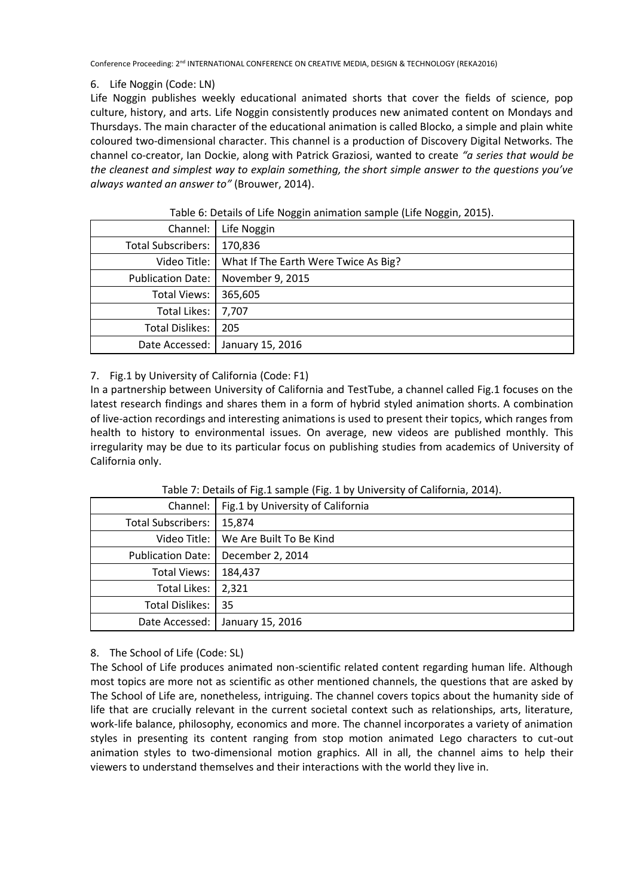### 6. Life Noggin (Code: LN)

Life Noggin publishes weekly educational animated shorts that cover the fields of science, pop culture, history, and arts. Life Noggin consistently produces new animated content on Mondays and Thursdays. The main character of the educational animation is called Blocko, a simple and plain white coloured two-dimensional character. This channel is a production of Discovery Digital Networks. The channel co-creator, Ian Dockie, along with Patrick Graziosi, wanted to create *"a series that would be the cleanest and simplest way to explain something, the short simple answer to the questions you've always wanted an answer to"* (Brouwer, 2014).

Table 6: Details of Life Noggin animation sample (Life Noggin, 2015).

| | |
|---:|---|
| Channel: | Life Noggin |
| Total Subscribers: | 170,836 |
| Video Title: | What If The Earth Were Twice As Big? |
| Publication Date: | November 9, 2015 |
| Total Views: | 365,605 |
| Total Likes: | 7,707 |
| Total Dislikes: | 205 |
| Date Accessed: | January 15, 2016 |

### 7. Fig.1 by University of California (Code: F1)

In a partnership between University of California and TestTube, a channel called Fig.1 focuses on the latest research findings and shares them in a form of hybrid styled animation shorts. A combination of live-action recordings and interesting animations is used to present their topics, which ranges from health to history to environmental issues. On average, new videos are published monthly. This irregularity may be due to its particular focus on publishing studies from academics of University of California only.

Table 7: Details of Fig.1 sample (Fig. 1 by University of California, 2014).

| | |
|---:|---|
| Channel: | Fig.1 by University of California |
| Total Subscribers: | 15,874 |
| Video Title: | We Are Built To Be Kind |
| Publication Date: | December 2, 2014 |
| Total Views: | 184,437 |
| Total Likes: | 2,321 |
| Total Dislikes: | 35 |
| Date Accessed: | January 15, 2016 |

### 8. The School of Life (Code: SL)

The School of Life produces animated non-scientific related content regarding human life. Although most topics are more not as scientific as other mentioned channels, the questions that are asked by The School of Life are, nonetheless, intriguing. The channel covers topics about the humanity side of life that are crucially relevant in the current societal context such as relationships, arts, literature, work-life balance, philosophy, economics and more. The channel incorporates a variety of animation styles in presenting its content ranging from stop motion animated Lego characters to cut-out animation styles to two-dimensional motion graphics. All in all, the channel aims to help their viewers to understand themselves and their interactions with the world they live in.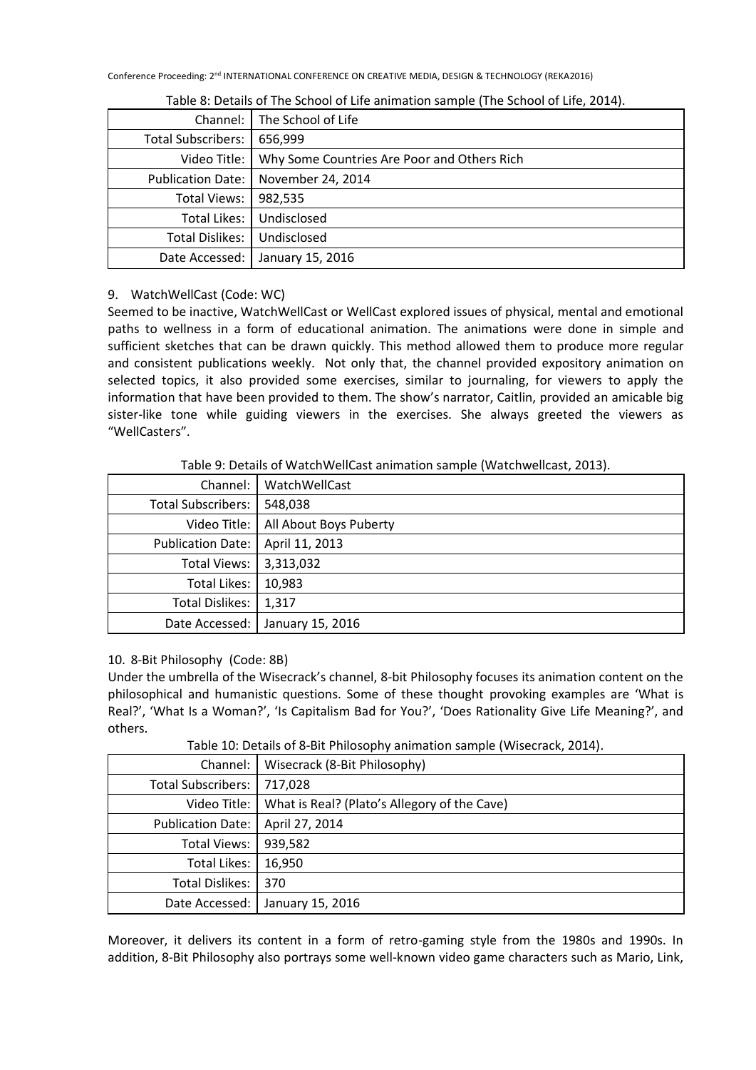Table 8: Details of The School of Life animation sample (The School of Life, 2014).

| | |
|---|---|
| Channel: | The School of Life |
| Total Subscribers: | 656,999 |
| Video Title: | Why Some Countries Are Poor and Others Rich |
| Publication Date: | November 24, 2014 |
| Total Views: | 982,535 |
| Total Likes: | Undisclosed |
| Total Dislikes: | Undisclosed |
| Date Accessed: | January 15, 2016 |

9. WatchWellCast (Code: WC)

Seemed to be inactive, WatchWellCast or WellCast explored issues of physical, mental and emotional paths to wellness in a form of educational animation. The animations were done in simple and sufficient sketches that can be drawn quickly. This method allowed them to produce more regular and consistent publications weekly. Not only that, the channel provided expository animation on selected topics, it also provided some exercises, similar to journaling, for viewers to apply the information that have been provided to them. The show's narrator, Caitlin, provided an amicable big sister-like tone while guiding viewers in the exercises. She always greeted the viewers as "WellCasters".

Table 9: Details of WatchWellCast animation sample (Watchwellcast, 2013).

| | |
|---|---|
| Channel: | WatchWellCast |
| Total Subscribers: | 548,038 |
| Video Title: | All About Boys Puberty |
| Publication Date: | April 11, 2013 |
| Total Views: | 3,313,032 |
| Total Likes: | 10,983 |
| Total Dislikes: | 1,317 |
| Date Accessed: | January 15, 2016 |

10. 8-Bit Philosophy (Code: 8B)

Under the umbrella of the Wisecrack's channel, 8-bit Philosophy focuses its animation content on the philosophical and humanistic questions. Some of these thought provoking examples are 'What is Real?', 'What Is a Woman?', 'Is Capitalism Bad for You?', 'Does Rationality Give Life Meaning?', and others.

Table 10: Details of 8-Bit Philosophy animation sample (Wisecrack, 2014).

| | |
|---|---|
| Channel: | Wisecrack (8-Bit Philosophy) |
| Total Subscribers: | 717,028 |
| Video Title: | What is Real? (Plato's Allegory of the Cave) |
| Publication Date: | April 27, 2014 |
| Total Views: | 939,582 |
| Total Likes: | 16,950 |
| Total Dislikes: | 370 |
| Date Accessed: | January 15, 2016 |

Moreover, it delivers its content in a form of retro-gaming style from the 1980s and 1990s. In addition, 8-Bit Philosophy also portrays some well-known video game characters such as Mario, Link,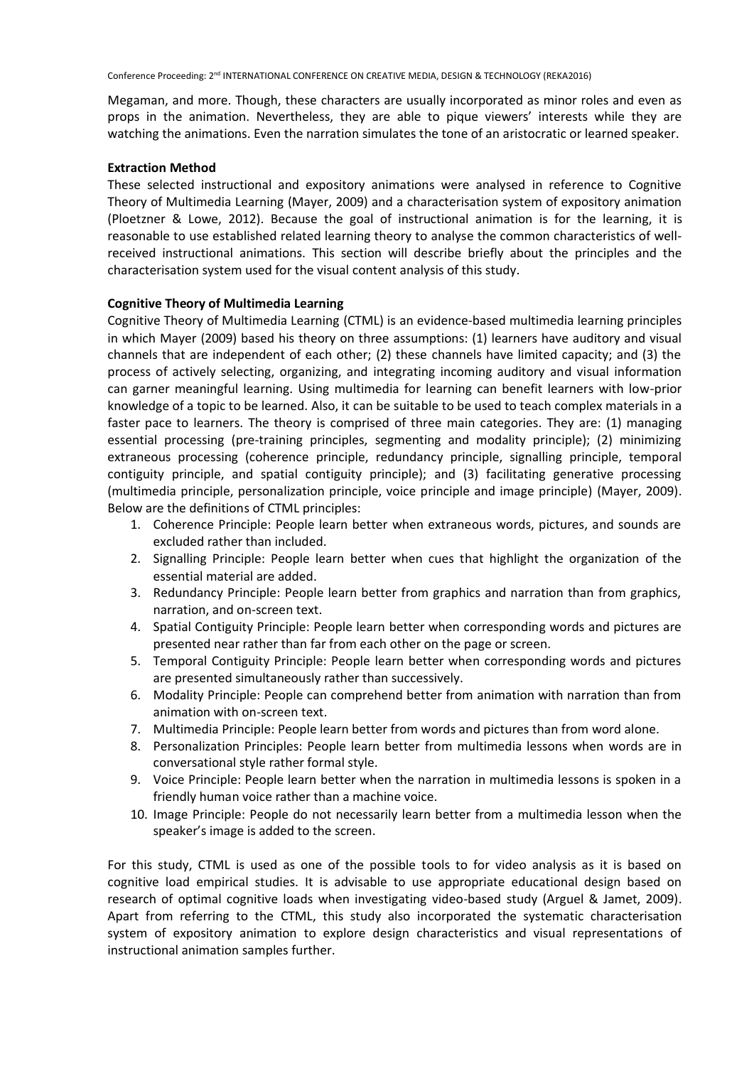Megaman, and more. Though, these characters are usually incorporated as minor roles and even as props in the animation. Nevertheless, they are able to pique viewers' interests while they are watching the animations. Even the narration simulates the tone of an aristocratic or learned speaker.

**Extraction Method**

These selected instructional and expository animations were analysed in reference to Cognitive Theory of Multimedia Learning (Mayer, 2009) and a characterisation system of expository animation (Ploetzner & Lowe, 2012). Because the goal of instructional animation is for the learning, it is reasonable to use established related learning theory to analyse the common characteristics of well-received instructional animations. This section will describe briefly about the principles and the characterisation system used for the visual content analysis of this study.

**Cognitive Theory of Multimedia Learning**

Cognitive Theory of Multimedia Learning (CTML) is an evidence-based multimedia learning principles in which Mayer (2009) based his theory on three assumptions: (1) learners have auditory and visual channels that are independent of each other; (2) these channels have limited capacity; and (3) the process of actively selecting, organizing, and integrating incoming auditory and visual information can garner meaningful learning. Using multimedia for learning can benefit learners with low-prior knowledge of a topic to be learned. Also, it can be suitable to be used to teach complex materials in a faster pace to learners. The theory is comprised of three main categories. They are: (1) managing essential processing (pre-training principles, segmenting and modality principle); (2) minimizing extraneous processing (coherence principle, redundancy principle, signalling principle, temporal contiguity principle, and spatial contiguity principle); and (3) facilitating generative processing (multimedia principle, personalization principle, voice principle and image principle) (Mayer, 2009). Below are the definitions of CTML principles:

1. Coherence Principle: People learn better when extraneous words, pictures, and sounds are excluded rather than included.
2. Signalling Principle: People learn better when cues that highlight the organization of the essential material are added.
3. Redundancy Principle: People learn better from graphics and narration than from graphics, narration, and on-screen text.
4. Spatial Contiguity Principle: People learn better when corresponding words and pictures are presented near rather than far from each other on the page or screen.
5. Temporal Contiguity Principle: People learn better when corresponding words and pictures are presented simultaneously rather than successively.
6. Modality Principle: People can comprehend better from animation with narration than from animation with on-screen text.
7. Multimedia Principle: People learn better from words and pictures than from word alone.
8. Personalization Principles: People learn better from multimedia lessons when words are in conversational style rather formal style.
9. Voice Principle: People learn better when the narration in multimedia lessons is spoken in a friendly human voice rather than a machine voice.
10. Image Principle: People do not necessarily learn better from a multimedia lesson when the speaker's image is added to the screen.

For this study, CTML is used as one of the possible tools to for video analysis as it is based on cognitive load empirical studies. It is advisable to use appropriate educational design based on research of optimal cognitive loads when investigating video-based study (Arguel & Jamet, 2009). Apart from referring to the CTML, this study also incorporated the systematic characterisation system of expository animation to explore design characteristics and visual representations of instructional animation samples further.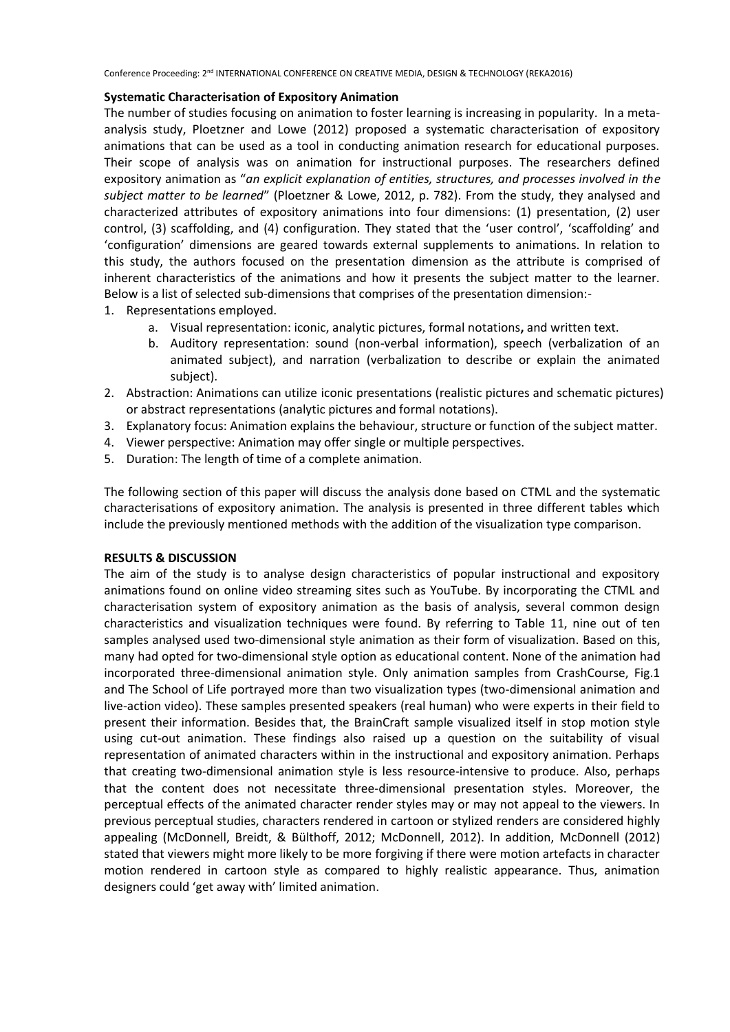**Systematic Characterisation of Expository Animation**

The number of studies focusing on animation to foster learning is increasing in popularity. In a meta-analysis study, Ploetzner and Lowe (2012) proposed a systematic characterisation of expository animations that can be used as a tool in conducting animation research for educational purposes. Their scope of analysis was on animation for instructional purposes. The researchers defined expository animation as "*an explicit explanation of entities, structures, and processes involved in the subject matter to be learned*" (Ploetzner & Lowe, 2012, p. 782). From the study, they analysed and characterized attributes of expository animations into four dimensions: (1) presentation, (2) user control, (3) scaffolding, and (4) configuration. They stated that the 'user control', 'scaffolding' and 'configuration' dimensions are geared towards external supplements to animations. In relation to this study, the authors focused on the presentation dimension as the attribute is comprised of inherent characteristics of the animations and how it presents the subject matter to the learner. Below is a list of selected sub-dimensions that comprises of the presentation dimension:-

1. Representations employed.
    a. Visual representation: iconic, analytic pictures, formal notations**,** and written text.
    b. Auditory representation: sound (non-verbal information), speech (verbalization of an animated subject), and narration (verbalization to describe or explain the animated subject).
2. Abstraction: Animations can utilize iconic presentations (realistic pictures and schematic pictures) or abstract representations (analytic pictures and formal notations).
3. Explanatory focus: Animation explains the behaviour, structure or function of the subject matter.
4. Viewer perspective: Animation may offer single or multiple perspectives.
5. Duration: The length of time of a complete animation.

The following section of this paper will discuss the analysis done based on CTML and the systematic characterisations of expository animation. The analysis is presented in three different tables which include the previously mentioned methods with the addition of the visualization type comparison.

**RESULTS & DISCUSSION**

The aim of the study is to analyse design characteristics of popular instructional and expository animations found on online video streaming sites such as YouTube. By incorporating the CTML and characterisation system of expository animation as the basis of analysis, several common design characteristics and visualization techniques were found. By referring to Table 11, nine out of ten samples analysed used two-dimensional style animation as their form of visualization. Based on this, many had opted for two-dimensional style option as educational content. None of the animation had incorporated three-dimensional animation style. Only animation samples from CrashCourse, Fig.1 and The School of Life portrayed more than two visualization types (two-dimensional animation and live-action video). These samples presented speakers (real human) who were experts in their field to present their information. Besides that, the BrainCraft sample visualized itself in stop motion style using cut-out animation. These findings also raised up a question on the suitability of visual representation of animated characters within in the instructional and expository animation. Perhaps that creating two-dimensional animation style is less resource-intensive to produce. Also, perhaps that the content does not necessitate three-dimensional presentation styles. Moreover, the perceptual effects of the animated character render styles may or may not appeal to the viewers. In previous perceptual studies, characters rendered in cartoon or stylized renders are considered highly appealing (McDonnell, Breidt, & Bülthoff, 2012; McDonnell, 2012). In addition, McDonnell (2012) stated that viewers might more likely to be more forgiving if there were motion artefacts in character motion rendered in cartoon style as compared to highly realistic appearance. Thus, animation designers could 'get away with' limited animation.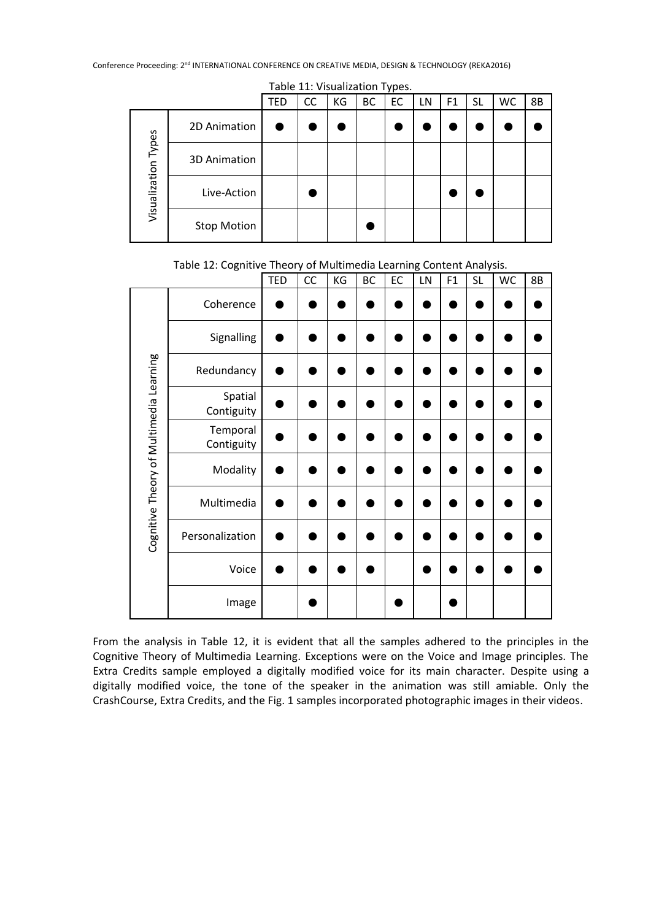Table 11: Visualization Types.

| | | TED | CC | KG | BC | EC | LN | F1 | SL | WC | 8B |
|---|---|---|---|---|---|---|---|---|---|---|---|
| Visualization Types | 2D Animation | ● | ● | ● | | ● | ● | ● | ● | ● | ● |
| | 3D Animation | | | | | | | | | | |
| | Live-Action | | ● | | | | | ● | ● | | |
| | Stop Motion | | | | ● | | | | | | |

Table 12: Cognitive Theory of Multimedia Learning Content Analysis.

| | | TED | CC | KG | BC | EC | LN | F1 | SL | WC | 8B |
|---|---|---|---|---|---|---|---|---|---|---|---|
| Cognitive Theory of Multimedia Learning | Coherence | ● | ● | ● | ● | ● | ● | ● | ● | ● | ● |
| | Signalling | ● | ● | ● | ● | ● | ● | ● | ● | ● | ● |
| | Redundancy | ● | ● | ● | ● | ● | ● | ● | ● | ● | ● |
| | Spatial Contiguity | ● | ● | ● | ● | ● | ● | ● | ● | ● | ● |
| | Temporal Contiguity | ● | ● | ● | ● | ● | ● | ● | ● | ● | ● |
| | Modality | ● | ● | ● | ● | ● | ● | ● | ● | ● | ● |
| | Multimedia | ● | ● | ● | ● | ● | ● | ● | ● | ● | ● |
| | Personalization | ● | ● | ● | ● | ● | ● | ● | ● | ● | ● |
| | Voice | ● | ● | ● | ● | | ● | ● | ● | ● | ● |
| | Image | | ● | | | ● | | ● | | | |

From the analysis in Table 12, it is evident that all the samples adhered to the principles in the Cognitive Theory of Multimedia Learning. Exceptions were on the Voice and Image principles. The Extra Credits sample employed a digitally modified voice for its main character. Despite using a digitally modified voice, the tone of the speaker in the animation was still amiable. Only the CrashCourse, Extra Credits, and the Fig. 1 samples incorporated photographic images in their videos.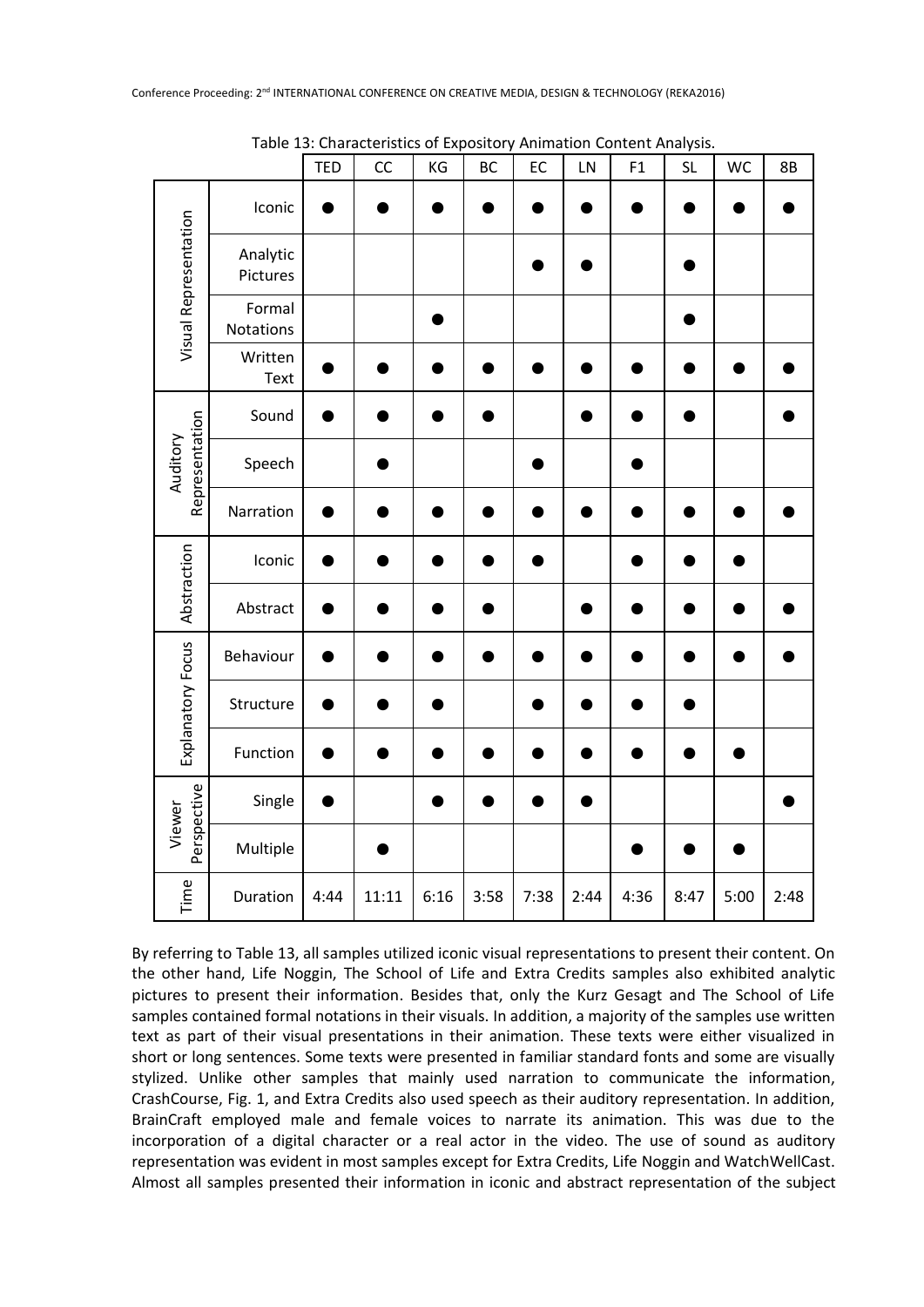Table 13: Characteristics of Expository Animation Content Analysis.

| | | TED | CC | KG | BC | EC | LN | F1 | SL | WC | 8B |
|---|---|---|---|---|---|---|---|---|---|---|---|
| Visual Representation | Iconic | ● | ● | ● | ● | ● | ● | ● | ● | ● | ● |
| | Analytic Pictures | | | | | ● | ● | | ● | | |
| | Formal Notations | | | ● | | | | | ● | | |
| | Written Text | ● | ● | ● | ● | ● | ● | ● | ● | ● | ● |
| Auditory Representation | Sound | ● | ● | ● | ● | | ● | ● | ● | | ● |
| | Speech | | ● | | | ● | | ● | | | |
| | Narration | ● | ● | ● | ● | ● | ● | ● | ● | ● | ● |
| Abstraction | Iconic | ● | ● | ● | ● | ● | | ● | ● | ● | |
| | Abstract | ● | ● | ● | ● | | ● | ● | ● | ● | ● |
| Explanatory Focus | Behaviour | ● | ● | ● | ● | ● | ● | ● | ● | ● | ● |
| | Structure | ● | ● | ● | | ● | ● | ● | ● | | |
| | Function | ● | ● | ● | ● | ● | ● | ● | ● | ● | |
| Viewer Perspective | Single | ● | | ● | ● | ● | ● | | | | ● |
| | Multiple | | ● | | | | | ● | ● | ● | |
| Time | Duration | 4:44 | 11:11 | 6:16 | 3:58 | 7:38 | 2:44 | 4:36 | 8:47 | 5:00 | 2:48 |

By referring to Table 13, all samples utilized iconic visual representations to present their content. On the other hand, Life Noggin, The School of Life and Extra Credits samples also exhibited analytic pictures to present their information. Besides that, only the Kurz Gesagt and The School of Life samples contained formal notations in their visuals. In addition, a majority of the samples use written text as part of their visual presentations in their animation. These texts were either visualized in short or long sentences. Some texts were presented in familiar standard fonts and some are visually stylized. Unlike other samples that mainly used narration to communicate the information, CrashCourse, Fig. 1, and Extra Credits also used speech as their auditory representation. In addition, BrainCraft employed male and female voices to narrate its animation. This was due to the incorporation of a digital character or a real actor in the video. The use of sound as auditory representation was evident in most samples except for Extra Credits, Life Noggin and WatchWellCast. Almost all samples presented their information in iconic and abstract representation of the subject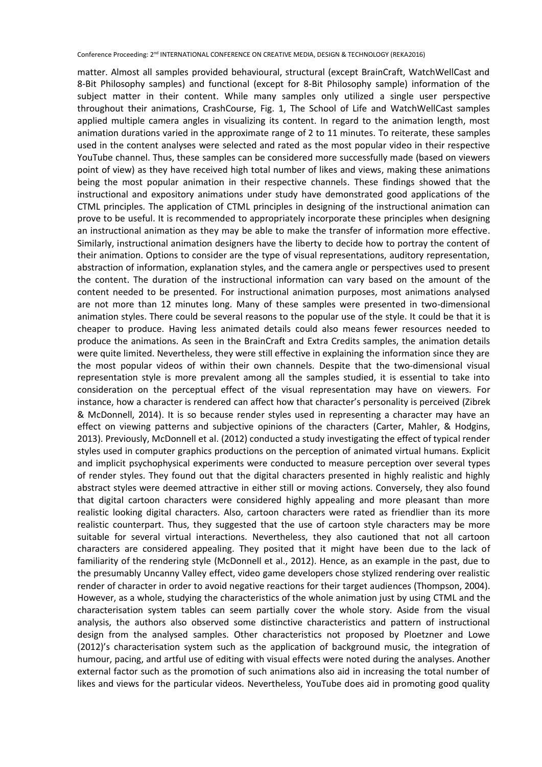matter. Almost all samples provided behavioural, structural (except BrainCraft, WatchWellCast and 8-Bit Philosophy samples) and functional (except for 8-Bit Philosophy sample) information of the subject matter in their content. While many samples only utilized a single user perspective throughout their animations, CrashCourse, Fig. 1, The School of Life and WatchWellCast samples applied multiple camera angles in visualizing its content. In regard to the animation length, most animation durations varied in the approximate range of 2 to 11 minutes. To reiterate, these samples used in the content analyses were selected and rated as the most popular video in their respective YouTube channel. Thus, these samples can be considered more successfully made (based on viewers point of view) as they have received high total number of likes and views, making these animations being the most popular animation in their respective channels. These findings showed that the instructional and expository animations under study have demonstrated good applications of the CTML principles. The application of CTML principles in designing of the instructional animation can prove to be useful. It is recommended to appropriately incorporate these principles when designing an instructional animation as they may be able to make the transfer of information more effective. Similarly, instructional animation designers have the liberty to decide how to portray the content of their animation. Options to consider are the type of visual representations, auditory representation, abstraction of information, explanation styles, and the camera angle or perspectives used to present the content. The duration of the instructional information can vary based on the amount of the content needed to be presented. For instructional animation purposes, most animations analysed are not more than 12 minutes long. Many of these samples were presented in two-dimensional animation styles. There could be several reasons to the popular use of the style. It could be that it is cheaper to produce. Having less animated details could also means fewer resources needed to produce the animations. As seen in the BrainCraft and Extra Credits samples, the animation details were quite limited. Nevertheless, they were still effective in explaining the information since they are the most popular videos of within their own channels. Despite that the two-dimensional visual representation style is more prevalent among all the samples studied, it is essential to take into consideration on the perceptual effect of the visual representation may have on viewers. For instance, how a character is rendered can affect how that character's personality is perceived (Zibrek & McDonnell, 2014). It is so because render styles used in representing a character may have an effect on viewing patterns and subjective opinions of the characters (Carter, Mahler, & Hodgins, 2013). Previously, McDonnell et al. (2012) conducted a study investigating the effect of typical render styles used in computer graphics productions on the perception of animated virtual humans. Explicit and implicit psychophysical experiments were conducted to measure perception over several types of render styles. They found out that the digital characters presented in highly realistic and highly abstract styles were deemed attractive in either still or moving actions. Conversely, they also found that digital cartoon characters were considered highly appealing and more pleasant than more realistic looking digital characters. Also, cartoon characters were rated as friendlier than its more realistic counterpart. Thus, they suggested that the use of cartoon style characters may be more suitable for several virtual interactions. Nevertheless, they also cautioned that not all cartoon characters are considered appealing. They posited that it might have been due to the lack of familiarity of the rendering style (McDonnell et al., 2012). Hence, as an example in the past, due to the presumably Uncanny Valley effect, video game developers chose stylized rendering over realistic render of character in order to avoid negative reactions for their target audiences (Thompson, 2004). However, as a whole, studying the characteristics of the whole animation just by using CTML and the characterisation system tables can seem partially cover the whole story. Aside from the visual analysis, the authors also observed some distinctive characteristics and pattern of instructional design from the analysed samples. Other characteristics not proposed by Ploetzner and Lowe (2012)'s characterisation system such as the application of background music, the integration of humour, pacing, and artful use of editing with visual effects were noted during the analyses. Another external factor such as the promotion of such animations also aid in increasing the total number of likes and views for the particular videos. Nevertheless, YouTube does aid in promoting good quality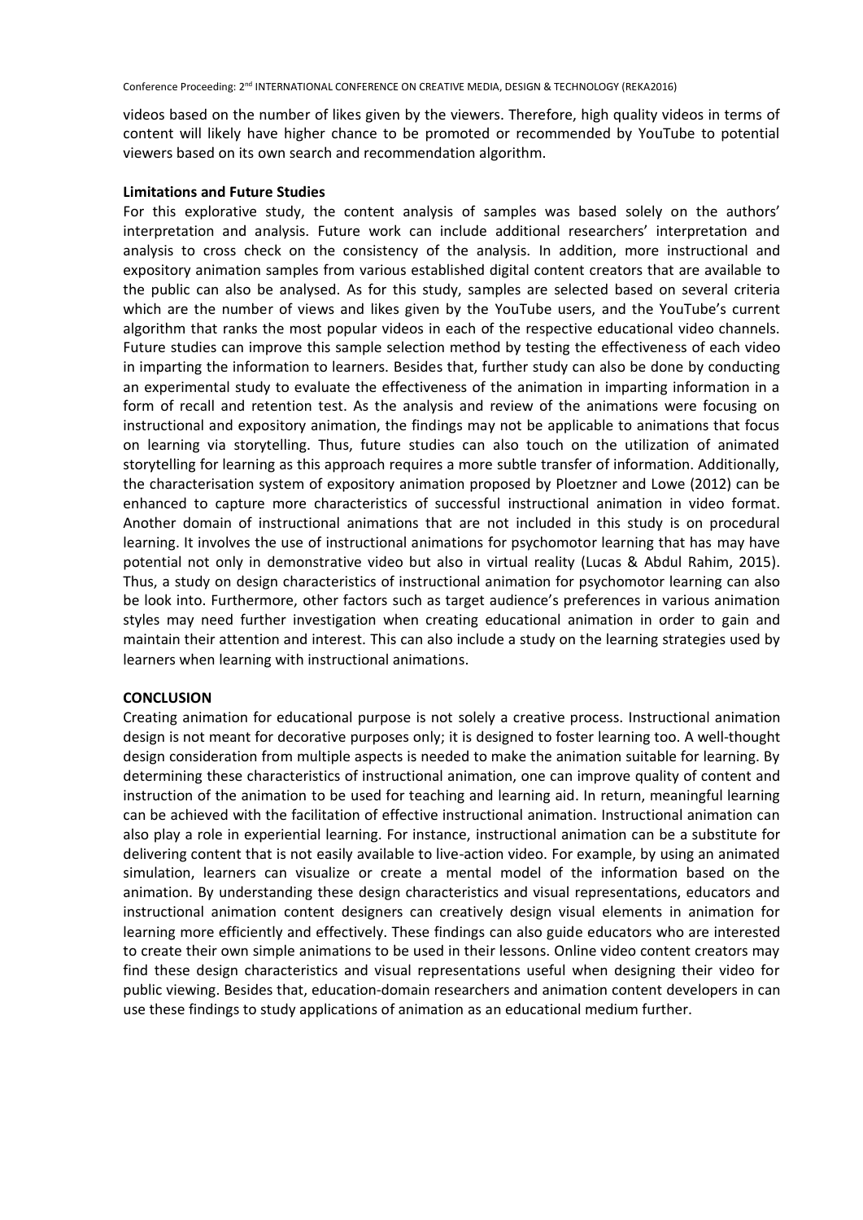videos based on the number of likes given by the viewers. Therefore, high quality videos in terms of content will likely have higher chance to be promoted or recommended by YouTube to potential viewers based on its own search and recommendation algorithm.

**Limitations and Future Studies**

For this explorative study, the content analysis of samples was based solely on the authors' interpretation and analysis. Future work can include additional researchers' interpretation and analysis to cross check on the consistency of the analysis. In addition, more instructional and expository animation samples from various established digital content creators that are available to the public can also be analysed. As for this study, samples are selected based on several criteria which are the number of views and likes given by the YouTube users, and the YouTube's current algorithm that ranks the most popular videos in each of the respective educational video channels. Future studies can improve this sample selection method by testing the effectiveness of each video in imparting the information to learners. Besides that, further study can also be done by conducting an experimental study to evaluate the effectiveness of the animation in imparting information in a form of recall and retention test. As the analysis and review of the animations were focusing on instructional and expository animation, the findings may not be applicable to animations that focus on learning via storytelling. Thus, future studies can also touch on the utilization of animated storytelling for learning as this approach requires a more subtle transfer of information. Additionally, the characterisation system of expository animation proposed by Ploetzner and Lowe (2012) can be enhanced to capture more characteristics of successful instructional animation in video format. Another domain of instructional animations that are not included in this study is on procedural learning. It involves the use of instructional animations for psychomotor learning that has may have potential not only in demonstrative video but also in virtual reality (Lucas & Abdul Rahim, 2015). Thus, a study on design characteristics of instructional animation for psychomotor learning can also be look into. Furthermore, other factors such as target audience's preferences in various animation styles may need further investigation when creating educational animation in order to gain and maintain their attention and interest. This can also include a study on the learning strategies used by learners when learning with instructional animations.

## CONCLUSION

Creating animation for educational purpose is not solely a creative process. Instructional animation design is not meant for decorative purposes only; it is designed to foster learning too. A well-thought design consideration from multiple aspects is needed to make the animation suitable for learning. By determining these characteristics of instructional animation, one can improve quality of content and instruction of the animation to be used for teaching and learning aid. In return, meaningful learning can be achieved with the facilitation of effective instructional animation. Instructional animation can also play a role in experiential learning. For instance, instructional animation can be a substitute for delivering content that is not easily available to live-action video. For example, by using an animated simulation, learners can visualize or create a mental model of the information based on the animation. By understanding these design characteristics and visual representations, educators and instructional animation content designers can creatively design visual elements in animation for learning more efficiently and effectively. These findings can also guide educators who are interested to create their own simple animations to be used in their lessons. Online video content creators may find these design characteristics and visual representations useful when designing their video for public viewing. Besides that, education-domain researchers and animation content developers in can use these findings to study applications of animation as an educational medium further.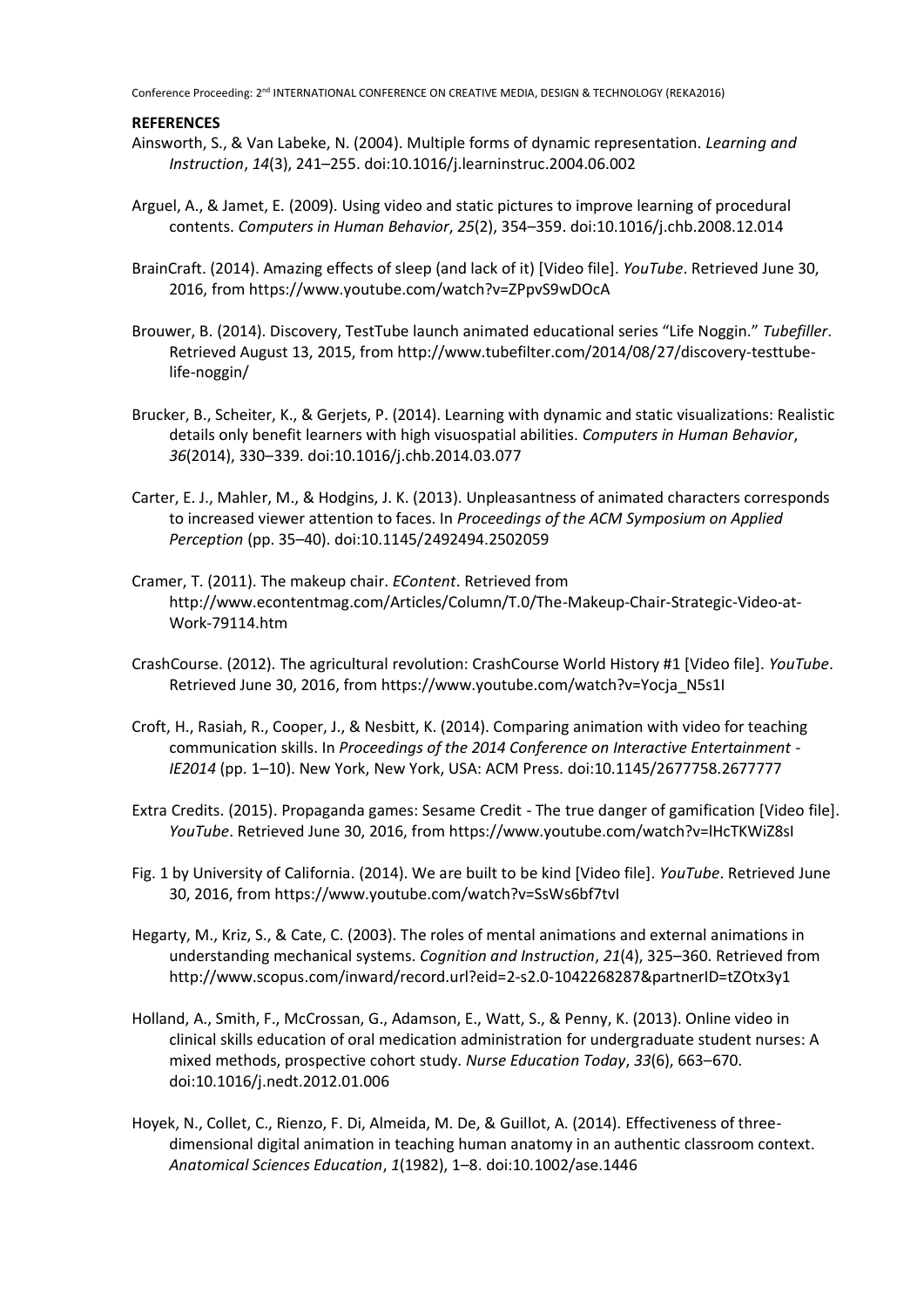**REFERENCES**

Ainsworth, S., & Van Labeke, N. (2004). Multiple forms of dynamic representation. *Learning and Instruction*, *14*(3), 241–255. doi:10.1016/j.learninstruc.2004.06.002

Arguel, A., & Jamet, E. (2009). Using video and static pictures to improve learning of procedural contents. *Computers in Human Behavior*, *25*(2), 354–359. doi:10.1016/j.chb.2008.12.014

BrainCraft. (2014). Amazing effects of sleep (and lack of it) [Video file]. *YouTube*. Retrieved June 30, 2016, from https://www.youtube.com/watch?v=ZPpvS9wDOcA

Brouwer, B. (2014). Discovery, TestTube launch animated educational series "Life Noggin." *Tubefiller*. Retrieved August 13, 2015, from http://www.tubefilter.com/2014/08/27/discovery-testtube-life-noggin/

Brucker, B., Scheiter, K., & Gerjets, P. (2014). Learning with dynamic and static visualizations: Realistic details only benefit learners with high visuospatial abilities. *Computers in Human Behavior*, *36*(2014), 330–339. doi:10.1016/j.chb.2014.03.077

Carter, E. J., Mahler, M., & Hodgins, J. K. (2013). Unpleasantness of animated characters corresponds to increased viewer attention to faces. In *Proceedings of the ACM Symposium on Applied Perception* (pp. 35–40). doi:10.1145/2492494.2502059

Cramer, T. (2011). The makeup chair. *EContent*. Retrieved from http://www.econtentmag.com/Articles/Column/T.0/The-Makeup-Chair-Strategic-Video-at-Work-79114.htm

CrashCourse. (2012). The agricultural revolution: CrashCourse World History #1 [Video file]. *YouTube*. Retrieved June 30, 2016, from https://www.youtube.com/watch?v=Yocja_N5s1I

Croft, H., Rasiah, R., Cooper, J., & Nesbitt, K. (2014). Comparing animation with video for teaching communication skills. In *Proceedings of the 2014 Conference on Interactive Entertainment - IE2014* (pp. 1–10). New York, New York, USA: ACM Press. doi:10.1145/2677758.2677777

Extra Credits. (2015). Propaganda games: Sesame Credit - The true danger of gamification [Video file]. *YouTube*. Retrieved June 30, 2016, from https://www.youtube.com/watch?v=lHcTKWiZ8sI

Fig. 1 by University of California. (2014). We are built to be kind [Video file]. *YouTube*. Retrieved June 30, 2016, from https://www.youtube.com/watch?v=SsWs6bf7tvI

Hegarty, M., Kriz, S., & Cate, C. (2003). The roles of mental animations and external animations in understanding mechanical systems. *Cognition and Instruction*, *21*(4), 325–360. Retrieved from http://www.scopus.com/inward/record.url?eid=2-s2.0-1042268287&partnerID=tZOtx3y1

Holland, A., Smith, F., McCrossan, G., Adamson, E., Watt, S., & Penny, K. (2013). Online video in clinical skills education of oral medication administration for undergraduate student nurses: A mixed methods, prospective cohort study. *Nurse Education Today*, *33*(6), 663–670. doi:10.1016/j.nedt.2012.01.006

Hoyek, N., Collet, C., Rienzo, F. Di, Almeida, M. De, & Guillot, A. (2014). Effectiveness of three-dimensional digital animation in teaching human anatomy in an authentic classroom context. *Anatomical Sciences Education*, *1*(1982), 1–8. doi:10.1002/ase.1446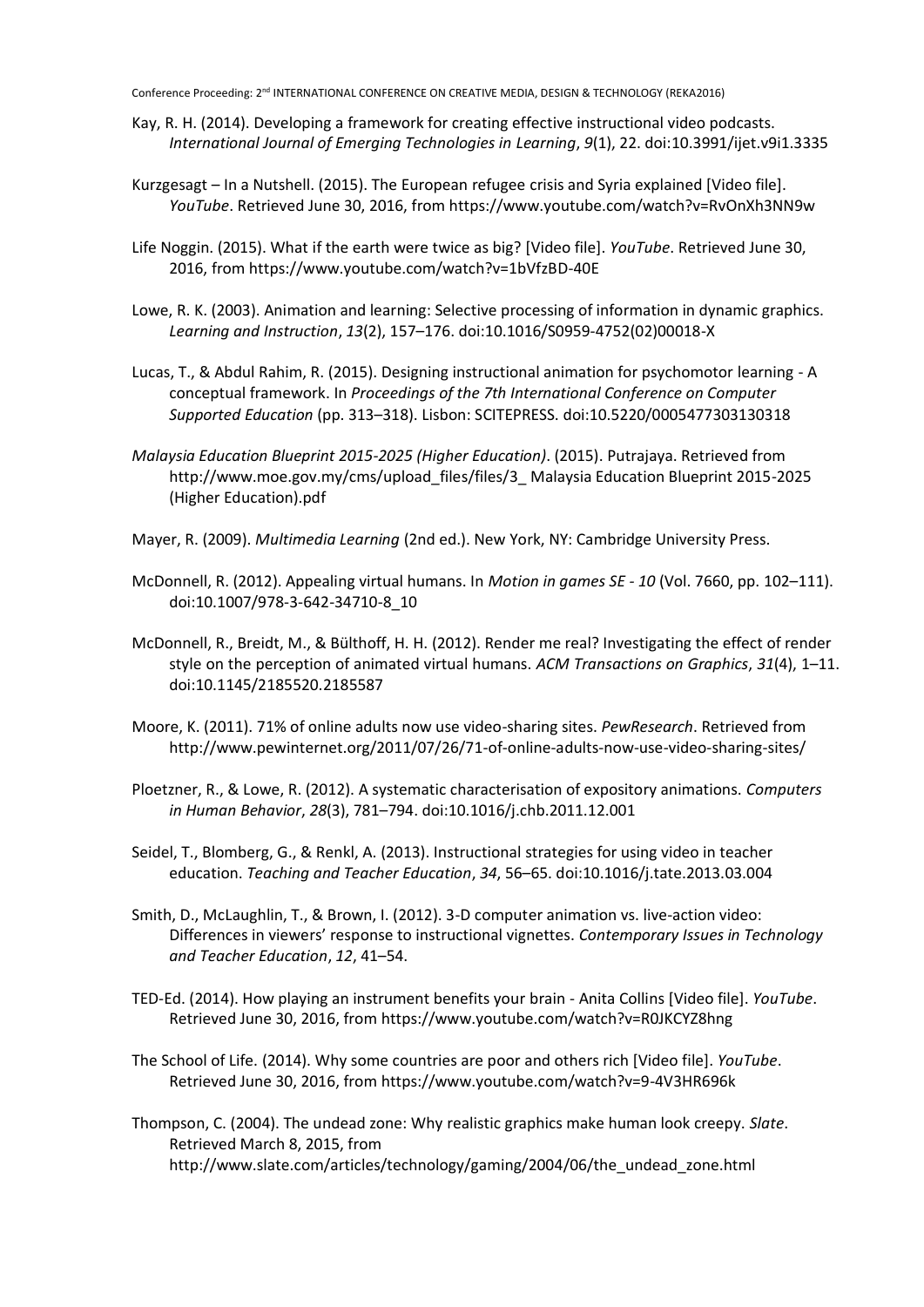Kay, R. H. (2014). Developing a framework for creating effective instructional video podcasts. *International Journal of Emerging Technologies in Learning*, *9*(1), 22. doi:10.3991/ijet.v9i1.3335

Kurzgesagt – In a Nutshell. (2015). The European refugee crisis and Syria explained [Video file]. *YouTube*. Retrieved June 30, 2016, from https://www.youtube.com/watch?v=RvOnXh3NN9w

Life Noggin. (2015). What if the earth were twice as big? [Video file]. *YouTube*. Retrieved June 30, 2016, from https://www.youtube.com/watch?v=1bVfzBD-40E

Lowe, R. K. (2003). Animation and learning: Selective processing of information in dynamic graphics. *Learning and Instruction*, *13*(2), 157–176. doi:10.1016/S0959-4752(02)00018-X

Lucas, T., & Abdul Rahim, R. (2015). Designing instructional animation for psychomotor learning - A conceptual framework. In *Proceedings of the 7th International Conference on Computer Supported Education* (pp. 313–318). Lisbon: SCITEPRESS. doi:10.5220/0005477303130318

*Malaysia Education Blueprint 2015-2025 (Higher Education)*. (2015). Putrajaya. Retrieved from http://www.moe.gov.my/cms/upload_files/files/3_ Malaysia Education Blueprint 2015-2025 (Higher Education).pdf

Mayer, R. (2009). *Multimedia Learning* (2nd ed.). New York, NY: Cambridge University Press.

McDonnell, R. (2012). Appealing virtual humans. In *Motion in games SE - 10* (Vol. 7660, pp. 102–111). doi:10.1007/978-3-642-34710-8_10

McDonnell, R., Breidt, M., & Bülthoff, H. H. (2012). Render me real? Investigating the effect of render style on the perception of animated virtual humans. *ACM Transactions on Graphics*, *31*(4), 1–11. doi:10.1145/2185520.2185587

Moore, K. (2011). 71% of online adults now use video-sharing sites. *PewResearch*. Retrieved from http://www.pewinternet.org/2011/07/26/71-of-online-adults-now-use-video-sharing-sites/

Ploetzner, R., & Lowe, R. (2012). A systematic characterisation of expository animations. *Computers in Human Behavior*, *28*(3), 781–794. doi:10.1016/j.chb.2011.12.001

Seidel, T., Blomberg, G., & Renkl, A. (2013). Instructional strategies for using video in teacher education. *Teaching and Teacher Education*, *34*, 56–65. doi:10.1016/j.tate.2013.03.004

Smith, D., McLaughlin, T., & Brown, I. (2012). 3-D computer animation vs. live-action video: Differences in viewers' response to instructional vignettes. *Contemporary Issues in Technology and Teacher Education*, *12*, 41–54.

TED-Ed. (2014). How playing an instrument benefits your brain - Anita Collins [Video file]. *YouTube*. Retrieved June 30, 2016, from https://www.youtube.com/watch?v=R0JKCYZ8hng

The School of Life. (2014). Why some countries are poor and others rich [Video file]. *YouTube*. Retrieved June 30, 2016, from https://www.youtube.com/watch?v=9-4V3HR696k

Thompson, C. (2004). The undead zone: Why realistic graphics make human look creepy. *Slate*. Retrieved March 8, 2015, from http://www.slate.com/articles/technology/gaming/2004/06/the_undead_zone.html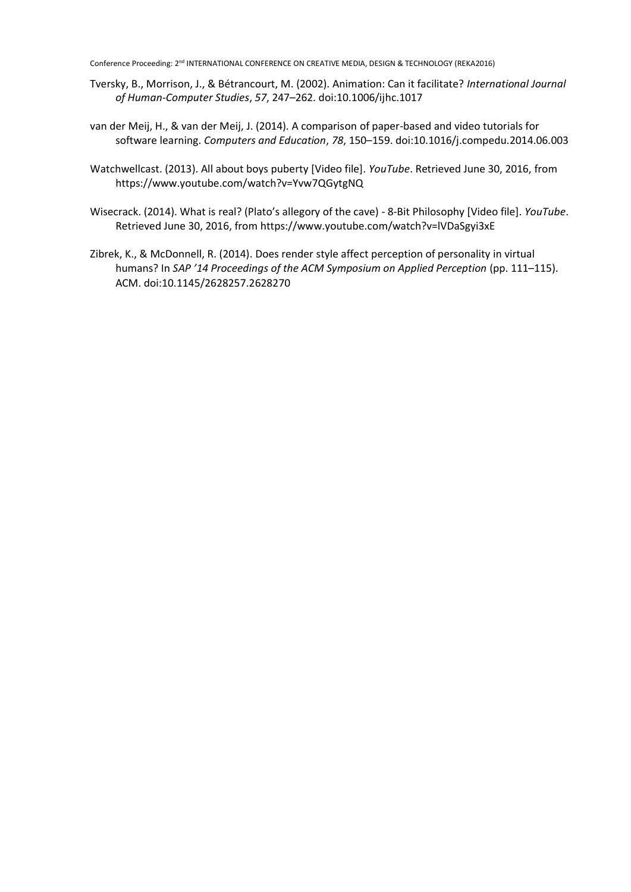Tversky, B., Morrison, J., & Bétrancourt, M. (2002). Animation: Can it facilitate? *International Journal of Human-Computer Studies*, *57*, 247–262. doi:10.1006/ijhc.1017

van der Meij, H., & van der Meij, J. (2014). A comparison of paper-based and video tutorials for software learning. *Computers and Education*, *78*, 150–159. doi:10.1016/j.compedu.2014.06.003

Watchwellcast. (2013). All about boys puberty [Video file]. *YouTube*. Retrieved June 30, 2016, from https://www.youtube.com/watch?v=Yvw7QGytgNQ

Wisecrack. (2014). What is real? (Plato's allegory of the cave) - 8-Bit Philosophy [Video file]. *YouTube*. Retrieved June 30, 2016, from https://www.youtube.com/watch?v=lVDaSgyi3xE

Zibrek, K., & McDonnell, R. (2014). Does render style affect perception of personality in virtual humans? In *SAP '14 Proceedings of the ACM Symposium on Applied Perception* (pp. 111–115). ACM. doi:10.1145/2628257.2628270